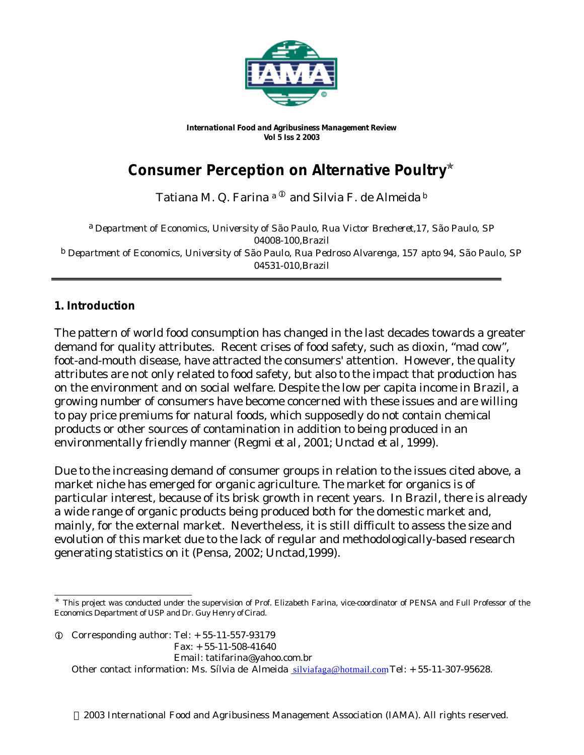**International Food and Agribusiness Management Review**
**Vol 5 Iss 2 2003**

# Consumer Perception on Alternative Poultry*

Tatiana M. Q. Farina [a]① and Silvia F. de Almeida [b]

[a] *Department of Economics, University of São Paulo, Rua Victor Brecheret,17, São Paulo, SP 04008-100,Brazil*
[b] *Department of Economics, University of São Paulo, Rua Pedroso Alvarenga, 157 apto 94, São Paulo, SP 04531-010,Brazil*

## 1. Introduction

The pattern of world food consumption has changed in the last decades towards a greater demand for quality attributes. Recent crises of food safety, such as dioxin, "mad cow", foot-and-mouth disease, have attracted the consumers' attention. However, the quality attributes are not only related to food safety, but also to the impact that production has on the environment and on social welfare. Despite the low per capita income in Brazil, a growing number of consumers have become concerned with these issues and are willing to pay price premiums for natural foods, which supposedly do not contain chemical products or other sources of contamination in addition to being produced in an environmentally friendly manner (Regmi *et al*, 2001; Unctad *et al*, 1999).

Due to the increasing demand of consumer groups in relation to the issues cited above, a market niche has emerged for organic agriculture. The market for organics is of particular interest, because of its brisk growth in recent years. In Brazil, there is already a wide range of organic products being produced both for the domestic market and, mainly, for the external market. Nevertheless, it is still difficult to assess the size and evolution of this market due to the lack of regular and methodologically-based research generating statistics on it (Pensa, 2002; Unctad,1999).

---

* This project was conducted under the supervision of Prof. Elizabeth Farina, vice-coordinator of PENSA and Full Professor of the Economics Department of USP and Dr. Guy Henry of Cirad.

① Corresponding author: Tel: + 55-11-557-93179
Fax: + 55-11-508-41640
Email: tatifarina@yahoo.com.br
Other contact information: Ms. Sílvia de Almeida silviafaga@hotmail.com Tel: + 55-11-307-95628.

© 2003 International Food and Agribusiness Management Association (IAMA). All rights reserved.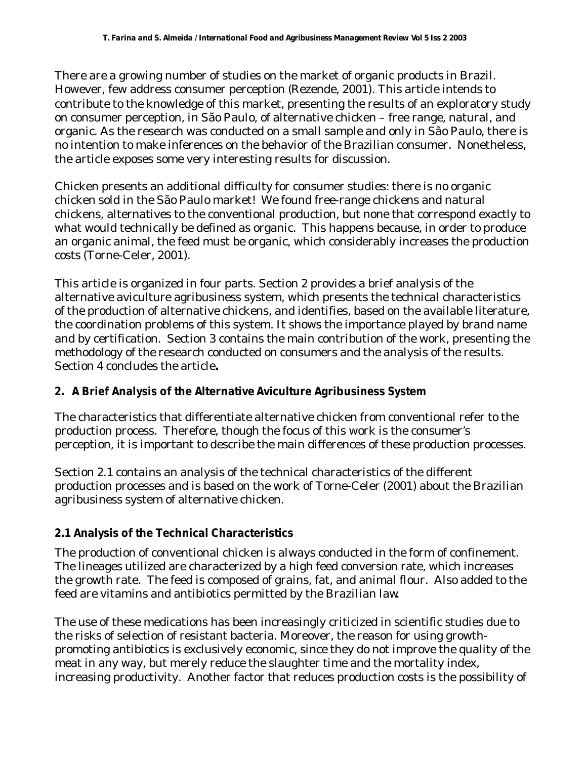There are a growing number of studies on the market of organic products in Brazil. However, few address consumer perception (Rezende, 2001). This article intends to contribute to the knowledge of this market, presenting the results of an exploratory study on consumer perception, in São Paulo, of alternative chicken – free range, natural, and organic. As the research was conducted on a small sample and only in São Paulo, there is no intention to make inferences on the behavior of the Brazilian consumer. Nonetheless, the article exposes some very interesting results for discussion.

Chicken presents an additional difficulty for consumer studies: there is no organic chicken sold in the São Paulo market! We found free-range chickens and natural chickens, alternatives to the conventional production, but none that correspond exactly to what would technically be defined as organic. This happens because, in order to produce an organic animal, the feed must be organic, which considerably increases the production costs (Torne-Celer, 2001).

This article is organized in four parts. Section 2 provides a brief analysis of the alternative aviculture agribusiness system, which presents the technical characteristics of the production of alternative chickens, and identifies, based on the available literature, the coordination problems of this system. It shows the importance played by brand name and by certification. Section 3 contains the main contribution of the work, presenting the methodology of the research conducted on consumers and the analysis of the results. Section 4 concludes the article**.**

## 2. A Brief Analysis of the Alternative Aviculture Agribusiness System

The characteristics that differentiate alternative chicken from conventional refer to the production process. Therefore, though the focus of this work is the consumer's perception, it is important to describe the main differences of these production processes.

Section 2.1 contains an analysis of the technical characteristics of the different production processes and is based on the work of Torne-Celer (2001) about the Brazilian agribusiness system of alternative chicken.

### 2.1 Analysis of the Technical Characteristics

The production of conventional chicken is always conducted in the form of confinement. The lineages utilized are characterized by a high feed conversion rate, which increases the growth rate. The feed is composed of grains, fat, and animal flour. Also added to the feed are vitamins and antibiotics permitted by the Brazilian law.

The use of these medications has been increasingly criticized in scientific studies due to the risks of selection of resistant bacteria. Moreover, the reason for using growth-promoting antibiotics is exclusively economic, since they do not improve the quality of the meat in any way, but merely reduce the slaughter time and the mortality index, increasing productivity. Another factor that reduces production costs is the possibility of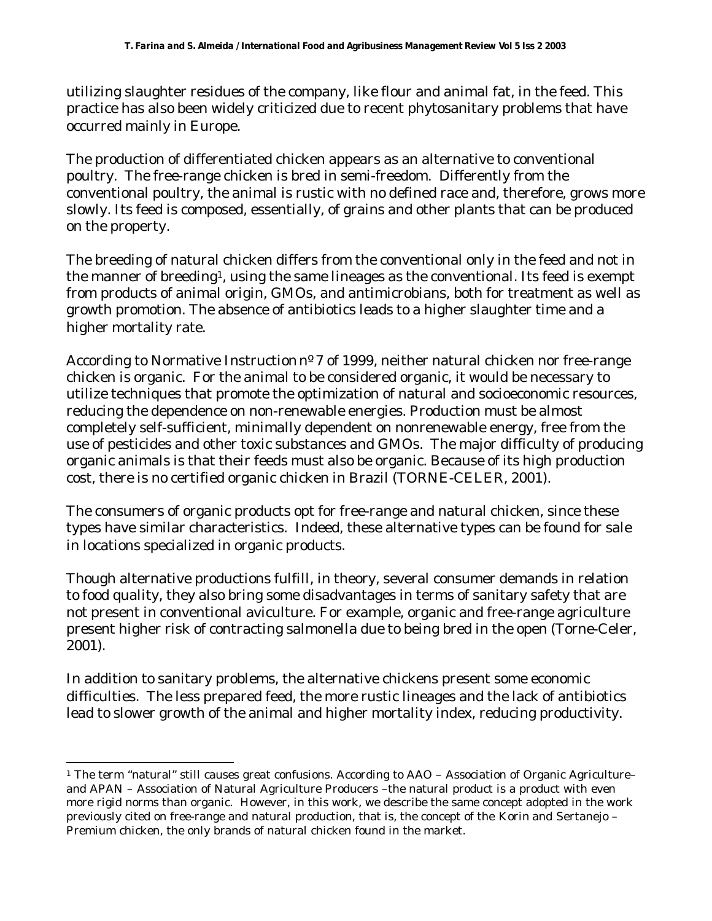utilizing slaughter residues of the company, like flour and animal fat, in the feed. This practice has also been widely criticized due to recent phytosanitary problems that have occurred mainly in Europe.

The production of differentiated chicken appears as an alternative to conventional poultry. The free-range chicken is bred in semi-freedom. Differently from the conventional poultry, the animal is rustic with no defined race and, therefore, grows more slowly. Its feed is composed, essentially, of grains and other plants that can be produced on the property.

The breeding of natural chicken differs from the conventional only in the feed and not in the manner of breeding[1], using the same lineages as the conventional. Its feed is exempt from products of animal origin, GMOs, and antimicrobians, both for treatment as well as growth promotion. The absence of antibiotics leads to a higher slaughter time and a higher mortality rate.

According to Normative Instruction nº 7 of 1999, neither natural chicken nor free-range chicken is organic. For the animal to be considered organic, it would be necessary to utilize techniques that promote the optimization of natural and socioeconomic resources, reducing the dependence on non-renewable energies. Production must be almost completely self-sufficient, minimally dependent on nonrenewable energy, free from the use of pesticides and other toxic substances and GMOs. The major difficulty of producing organic animals is that their feeds must also be organic. Because of its high production cost, there is no certified organic chicken in Brazil (TORNE-CELER, 2001).

The consumers of organic products opt for free-range and natural chicken, since these types have similar characteristics. Indeed, these alternative types can be found for sale in locations specialized in organic products.

Though alternative productions fulfill, in theory, several consumer demands in relation to food quality, they also bring some disadvantages in terms of sanitary safety that are not present in conventional aviculture. For example, organic and free-range agriculture present higher risk of contracting salmonella due to being bred in the open (Torne-Celer, 2001).

In addition to sanitary problems, the alternative chickens present some economic difficulties. The less prepared feed, the more rustic lineages and the lack of antibiotics lead to slower growth of the animal and higher mortality index, reducing productivity.

---

[1] The term "natural" still causes great confusions. According to AAO – Association of Organic Agriculture– and APAN – Association of Natural Agriculture Producers –the natural product is a product with even more rigid norms than organic. However, in this work, we describe the same concept adopted in the work previously cited on free-range and natural production, that is, the concept of the Korin and Sertanejo – Premium chicken, the only brands of natural chicken found in the market.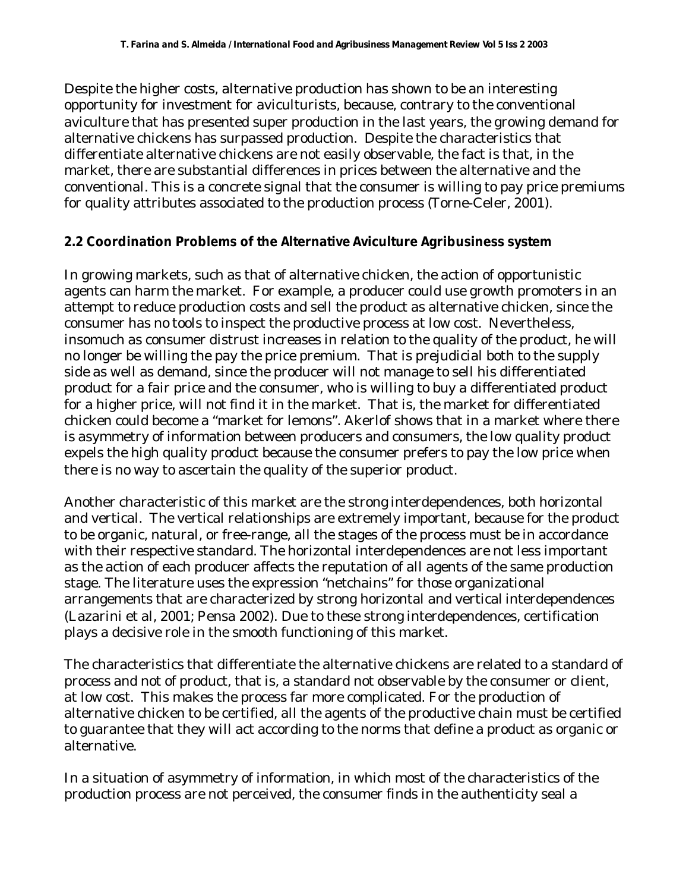Despite the higher costs, alternative production has shown to be an interesting opportunity for investment for aviculturists, because, contrary to the conventional aviculture that has presented super production in the last years, the growing demand for alternative chickens has surpassed production. Despite the characteristics that differentiate alternative chickens are not easily observable, the fact is that, in the market, there are substantial differences in prices between the alternative and the conventional. This is a concrete signal that the consumer is willing to pay price premiums for quality attributes associated to the production process (Torne-Celer, 2001).

## 2.2 Coordination Problems of the Alternative Aviculture Agribusiness system

In growing markets, such as that of alternative chicken, the action of opportunistic agents can harm the market. For example, a producer could use growth promoters in an attempt to reduce production costs and sell the product as alternative chicken, since the consumer has no tools to inspect the productive process at low cost. Nevertheless, insomuch as consumer distrust increases in relation to the quality of the product, he will no longer be willing the pay the price premium. That is prejudicial both to the supply side as well as demand, since the producer will not manage to sell his differentiated product for a fair price and the consumer, who is willing to buy a differentiated product for a higher price, will not find it in the market. That is, the market for differentiated chicken could become a "market for lemons". Akerlof shows that in a market where there is asymmetry of information between producers and consumers, the low quality product expels the high quality product because the consumer prefers to pay the low price when there is no way to ascertain the quality of the superior product.

Another characteristic of this market are the strong interdependences, both horizontal and vertical. The vertical relationships are extremely important, because for the product to be organic, natural, or free-range, all the stages of the process must be in accordance with their respective standard. The horizontal interdependences are not less important as the action of each producer affects the reputation of all agents of the same production stage. The literature uses the expression "netchains" for those organizational arrangements that are characterized by strong horizontal and vertical interdependences (Lazarini et al, 2001; Pensa 2002). Due to these strong interdependences, certification plays a decisive role in the smooth functioning of this market.

The characteristics that differentiate the alternative chickens are related to a standard of process and not of product, that is, a standard not observable by the consumer or client, at low cost. This makes the process far more complicated. For the production of alternative chicken to be certified, all the agents of the productive chain must be certified to guarantee that they will act according to the norms that define a product as organic or alternative.

In a situation of asymmetry of information, in which most of the characteristics of the production process are not perceived, the consumer finds in the authenticity seal a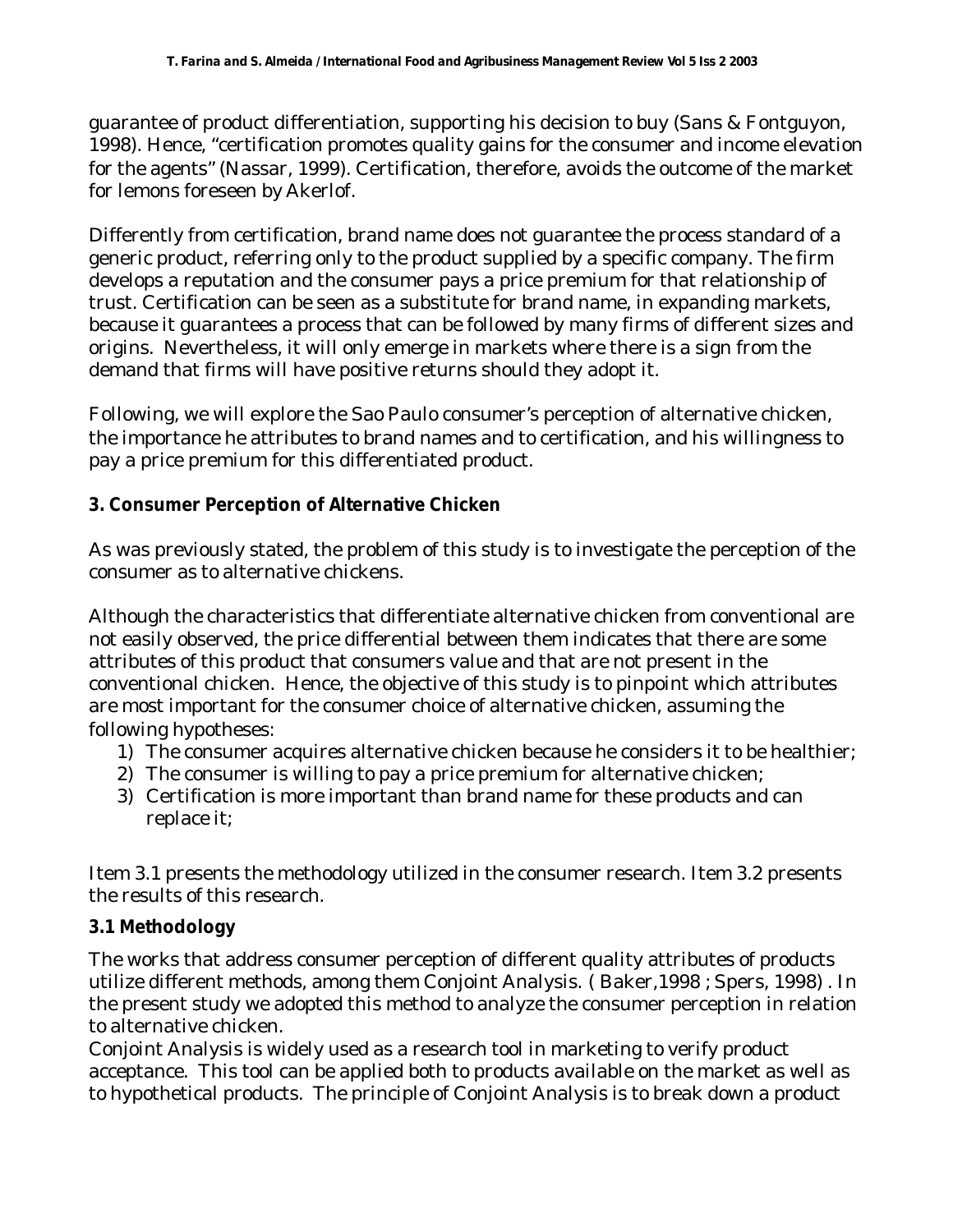guarantee of product differentiation, supporting his decision to buy (Sans & Fontguyon, 1998). Hence, "certification promotes quality gains for the consumer and income elevation for the agents" (Nassar, 1999). Certification, therefore, avoids the outcome of the market for lemons foreseen by Akerlof.

Differently from certification, brand name does not guarantee the process standard of a generic product, referring only to the product supplied by a specific company. The firm develops a reputation and the consumer pays a price premium for that relationship of trust. Certification can be seen as a substitute for brand name, in expanding markets, because it guarantees a process that can be followed by many firms of different sizes and origins. Nevertheless, it will only emerge in markets where there is a sign from the demand that firms will have positive returns should they adopt it.

Following, we will explore the Sao Paulo consumer's perception of alternative chicken, the importance he attributes to brand names and to certification, and his willingness to pay a price premium for this differentiated product.

## 3. Consumer Perception of Alternative Chicken

As was previously stated, the problem of this study is to investigate the perception of the consumer as to alternative chickens.

Although the characteristics that differentiate alternative chicken from conventional are not easily observed, the price differential between them indicates that there are some attributes of this product that consumers value and that are not present in the conventional chicken. Hence, the objective of this study is to pinpoint which attributes are most important for the consumer choice of alternative chicken, assuming the following hypotheses:

1) The consumer acquires alternative chicken because he considers it to be healthier;
2) The consumer is willing to pay a price premium for alternative chicken;
3) Certification is more important than brand name for these products and can replace it;

Item 3.1 presents the methodology utilized in the consumer research. Item 3.2 presents the results of this research.

### 3.1 Methodology

The works that address consumer perception of different quality attributes of products utilize different methods, among them Conjoint Analysis. ( Baker,1998 ; Spers, 1998) . In the present study we adopted this method to analyze the consumer perception in relation to alternative chicken.

Conjoint Analysis is widely used as a research tool in marketing to verify product acceptance. This tool can be applied both to products available on the market as well as to hypothetical products. The principle of Conjoint Analysis is to break down a product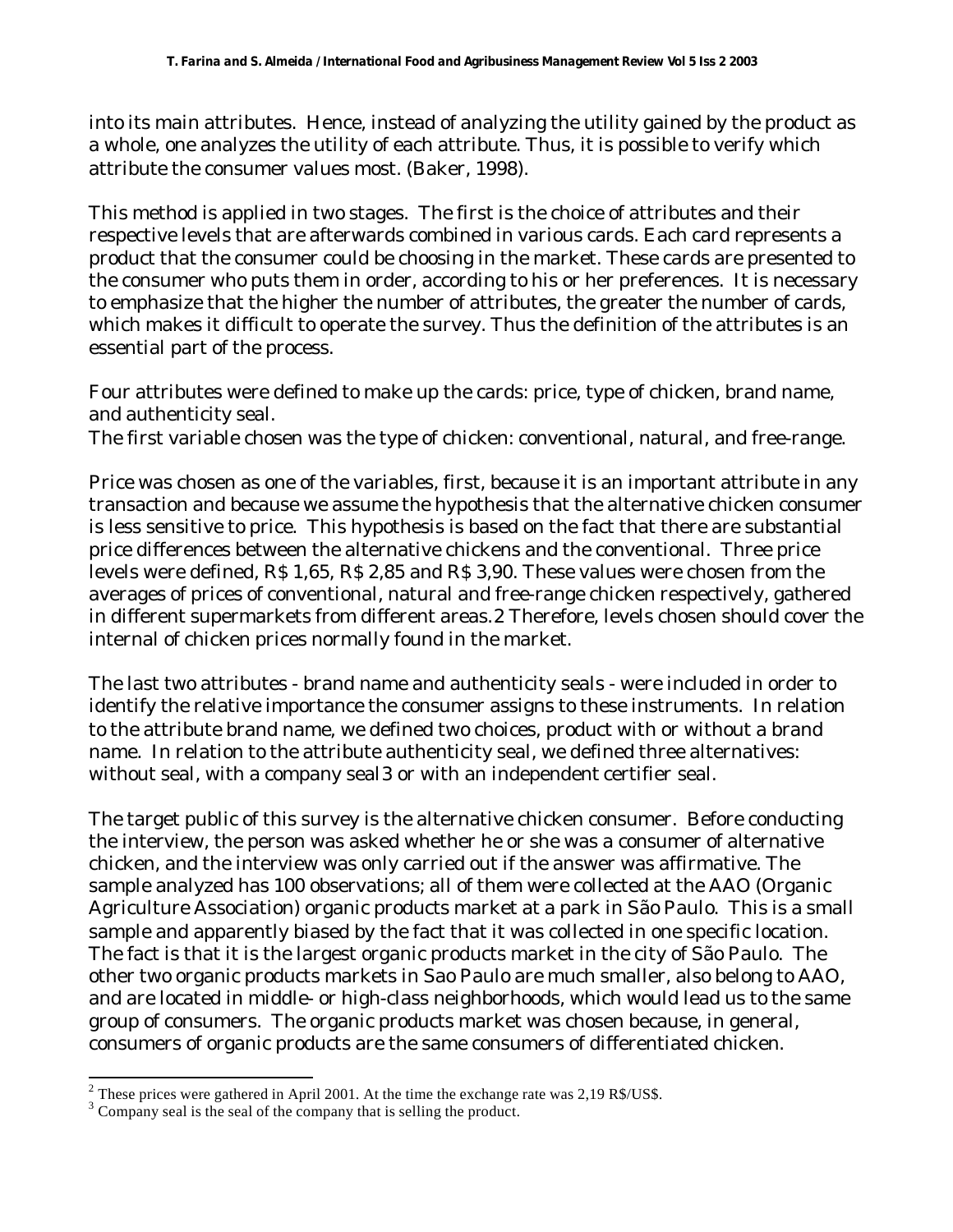into its main attributes. Hence, instead of analyzing the utility gained by the product as a whole, one analyzes the utility of each attribute. Thus, it is possible to verify which attribute the consumer values most. (Baker, 1998).

This method is applied in two stages. The first is the choice of attributes and their respective levels that are afterwards combined in various cards. Each card represents a product that the consumer could be choosing in the market. These cards are presented to the consumer who puts them in order, according to his or her preferences. It is necessary to emphasize that the higher the number of attributes, the greater the number of cards, which makes it difficult to operate the survey. Thus the definition of the attributes is an essential part of the process.

Four attributes were defined to make up the cards: price, type of chicken, brand name, and authenticity seal.
The first variable chosen was the type of chicken: conventional, natural, and free-range.

Price was chosen as one of the variables, first, because it is an important attribute in any transaction and because we assume the hypothesis that the alternative chicken consumer is less sensitive to price. This hypothesis is based on the fact that there are substantial price differences between the alternative chickens and the conventional. Three price levels were defined, R$ 1,65, R$ 2,85 and R$ 3,90. These values were chosen from the averages of prices of conventional, natural and free-range chicken respectively, gathered in different supermarkets from different areas.[2] Therefore, levels chosen should cover the internal of chicken prices normally found in the market.

The last two attributes - brand name and authenticity seals - were included in order to identify the relative importance the consumer assigns to these instruments. In relation to the attribute brand name, we defined two choices, product with or without a brand name. In relation to the attribute authenticity seal, we defined three alternatives: without seal, with a company seal[3] or with an independent certifier seal.

The target public of this survey is the alternative chicken consumer. Before conducting the interview, the person was asked whether he or she was a consumer of alternative chicken, and the interview was only carried out if the answer was affirmative. The sample analyzed has 100 observations; all of them were collected at the AAO (Organic Agriculture Association) organic products market at a park in São Paulo. This is a small sample and apparently biased by the fact that it was collected in one specific location. The fact is that it is the largest organic products market in the city of São Paulo. The other two organic products markets in Sao Paulo are much smaller, also belong to AAO, and are located in middle- or high-class neighborhoods, which would lead us to the same group of consumers. The organic products market was chosen because, in general, consumers of organic products are the same consumers of differentiated chicken.

---

[2] These prices were gathered in April 2001. At the time the exchange rate was 2,19 R$/US$.

[3] Company seal is the seal of the company that is selling the product.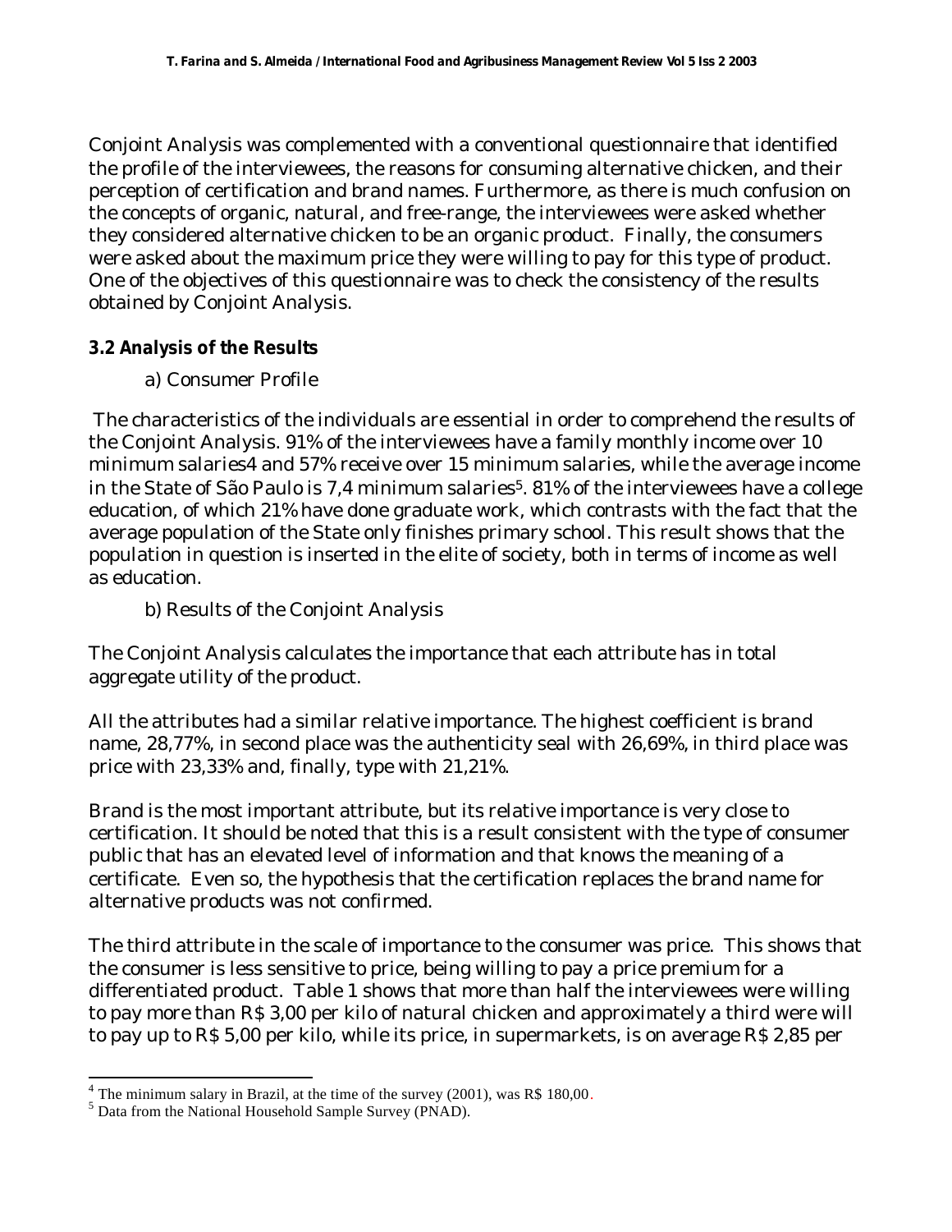Conjoint Analysis was complemented with a conventional questionnaire that identified the profile of the interviewees, the reasons for consuming alternative chicken, and their perception of certification and brand names. Furthermore, as there is much confusion on the concepts of organic, natural, and free-range, the interviewees were asked whether they considered alternative chicken to be an organic product. Finally, the consumers were asked about the maximum price they were willing to pay for this type of product. One of the objectives of this questionnaire was to check the consistency of the results obtained by Conjoint Analysis.

### 3.2 Analysis of the Results

a) Consumer Profile

The characteristics of the individuals are essential in order to comprehend the results of the Conjoint Analysis. 91% of the interviewees have a family monthly income over 10 minimum salaries[4] and 57% receive over 15 minimum salaries, while the average income in the State of São Paulo is 7,4 minimum salaries[5]. 81% of the interviewees have a college education, of which 21% have done graduate work, which contrasts with the fact that the average population of the State only finishes primary school. This result shows that the population in question is inserted in the elite of society, both in terms of income as well as education.

b) Results of the Conjoint Analysis

The Conjoint Analysis calculates the importance that each attribute has in total aggregate utility of the product.

All the attributes had a similar relative importance. The highest coefficient is brand name, 28,77%, in second place was the authenticity seal with 26,69%, in third place was price with 23,33% and, finally, type with 21,21%.

Brand is the most important attribute, but its relative importance is very close to certification. It should be noted that this is a result consistent with the type of consumer public that has an elevated level of information and that knows the meaning of a certificate. Even so, the hypothesis that the certification replaces the brand name for alternative products was not confirmed.

The third attribute in the scale of importance to the consumer was price. This shows that the consumer is less sensitive to price, being willing to pay a price premium for a differentiated product. Table 1 shows that more than half the interviewees were willing to pay more than R$ 3,00 per kilo of natural chicken and approximately a third were will to pay up to R$ 5,00 per kilo, while its price, in supermarkets, is on average R$ 2,85 per

---

[4] The minimum salary in Brazil, at the time of the survey (2001), was R$ 180,00.

[5] Data from the National Household Sample Survey (PNAD).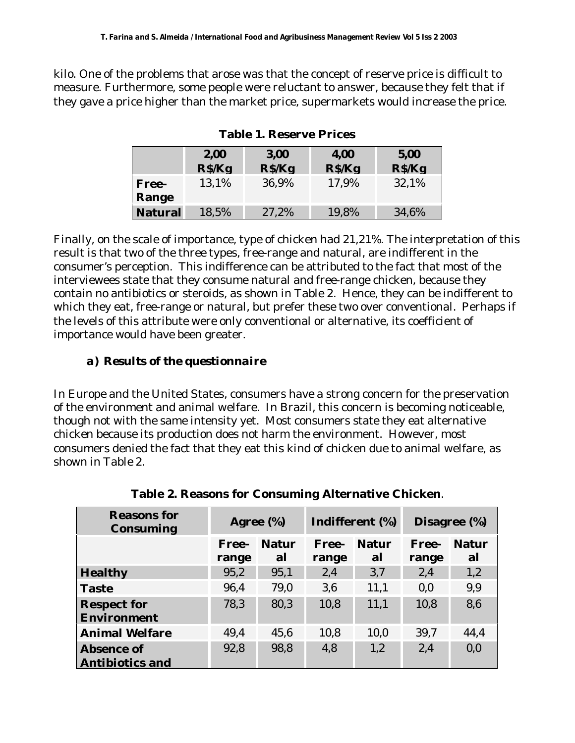kilo. One of the problems that arose was that the concept of reserve price is difficult to measure. Furthermore, some people were reluctant to answer, because they felt that if they gave a price higher than the market price, supermarkets would increase the price.

**Table 1. Reserve Prices**

| | 2,00 R$/Kg | 3,00 R$/Kg | 4,00 R$/Kg | 5,00 R$/Kg |
|---|---|---|---|---|
| **Free-Range** | 13,1% | 36,9% | 17,9% | 32,1% |
| **Natural** | 18,5% | 27,2% | 19,8% | 34,6% |

Finally, on the scale of importance, type of chicken had 21,21%. The interpretation of this result is that two of the three types, free-range and natural, are indifferent in the consumer's perception. This indifference can be attributed to the fact that most of the interviewees state that they consume natural and free-range chicken, because they contain no antibiotics or steroids, as shown in Table 2. Hence, they can be indifferent to which they eat, free-range or natural, but prefer these two over conventional. Perhaps if the levels of this attribute were only conventional or alternative, its coefficient of importance would have been greater.

### a) Results of the questionnaire

In Europe and the United States, consumers have a strong concern for the preservation of the environment and animal welfare. In Brazil, this concern is becoming noticeable, though not with the same intensity yet. Most consumers state they eat alternative chicken because its production does not harm the environment. However, most consumers denied the fact that they eat this kind of chicken due to animal welfare, as shown in Table 2.

**Table 2. Reasons for Consuming Alternative Chicken**.

| Reasons for Consuming | Agree (%) | | Indifferent (%) | | Disagree (%) | |
|---|---|---|---|---|---|---|
| | Free-range | Natural | Free-range | Natural | Free-range | Natural |
| **Healthy** | 95,2 | 95,1 | 2,4 | 3,7 | 2,4 | 1,2 |
| **Taste** | 96,4 | 79,0 | 3,6 | 11,1 | 0,0 | 9,9 |
| **Respect for Environment** | 78,3 | 80,3 | 10,8 | 11,1 | 10,8 | 8,6 |
| **Animal Welfare** | 49,4 | 45,6 | 10,8 | 10,0 | 39,7 | 44,4 |
| **Absence of Antibiotics and** | 92,8 | 98,8 | 4,8 | 1,2 | 2,4 | 0,0 |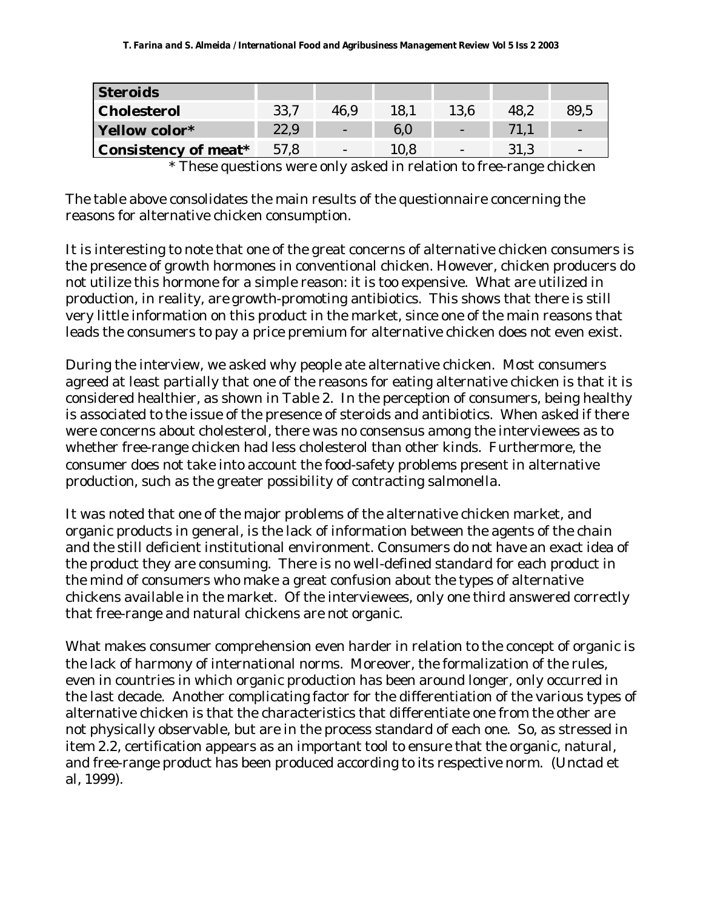| | | | | | | |
|---|---|---|---|---|---|---|
| **Steroids** | | | | | | |
| **Cholesterol** | 33,7 | 46,9 | 18,1 | 13,6 | 48,2 | 89,5 |
| **Yellow color*** | 22,9 | - | 6,0 | - | 71,1 | - |
| **Consistency of meat*** | 57,8 | - | 10,8 | - | 31,3 | - |

\* These questions were only asked in relation to free-range chicken

The table above consolidates the main results of the questionnaire concerning the reasons for alternative chicken consumption.

It is interesting to note that one of the great concerns of alternative chicken consumers is the presence of growth hormones in conventional chicken. However, chicken producers do not utilize this hormone for a simple reason: it is too expensive. What are utilized in production, in reality, are growth-promoting antibiotics. This shows that there is still very little information on this product in the market, since one of the main reasons that leads the consumers to pay a price premium for alternative chicken does not even exist.

During the interview, we asked why people ate alternative chicken. Most consumers agreed at least partially that one of the reasons for eating alternative chicken is that it is considered healthier, as shown in Table 2. In the perception of consumers, being healthy is associated to the issue of the presence of steroids and antibiotics. When asked if there were concerns about cholesterol, there was no consensus among the interviewees as to whether free-range chicken had less cholesterol than other kinds. Furthermore, the consumer does not take into account the food-safety problems present in alternative production, such as the greater possibility of contracting salmonella.

It was noted that one of the major problems of the alternative chicken market, and organic products in general, is the lack of information between the agents of the chain and the still deficient institutional environment. Consumers do not have an exact idea of the product they are consuming. There is no well-defined standard for each product in the mind of consumers who make a great confusion about the types of alternative chickens available in the market. Of the interviewees, only one third answered correctly that free-range and natural chickens are not organic.

What makes consumer comprehension even harder in relation to the concept of organic is the lack of harmony of international norms. Moreover, the formalization of the rules, even in countries in which organic production has been around longer, only occurred in the last decade. Another complicating factor for the differentiation of the various types of alternative chicken is that the characteristics that differentiate one from the other are not physically observable, but are in the process standard of each one. So, as stressed in item 2.2, certification appears as an important tool to ensure that the organic, natural, and free-range product has been produced according to its respective norm. (Unctad et al, 1999).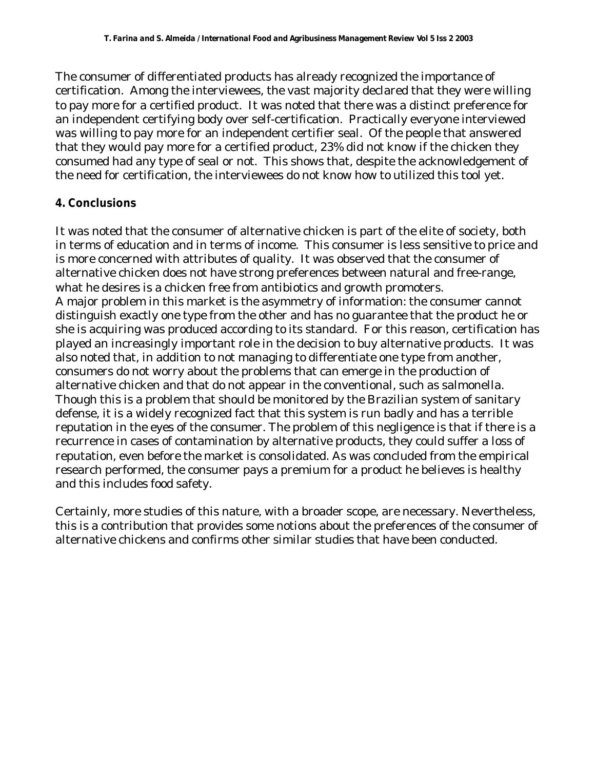The consumer of differentiated products has already recognized the importance of certification. Among the interviewees, the vast majority declared that they were willing to pay more for a certified product. It was noted that there was a distinct preference for an independent certifying body over self-certification. Practically everyone interviewed was willing to pay more for an independent certifier seal. Of the people that answered that they would pay more for a certified product, 23% did not know if the chicken they consumed had any type of seal or not. This shows that, despite the acknowledgement of the need for certification, the interviewees do not know how to utilized this tool yet.

## 4. Conclusions

It was noted that the consumer of alternative chicken is part of the elite of society, both in terms of education and in terms of income. This consumer is less sensitive to price and is more concerned with attributes of quality. It was observed that the consumer of alternative chicken does not have strong preferences between natural and free-range, what he desires is a chicken free from antibiotics and growth promoters.
A major problem in this market is the asymmetry of information: the consumer cannot distinguish exactly one type from the other and has no guarantee that the product he or she is acquiring was produced according to its standard. For this reason, certification has played an increasingly important role in the decision to buy alternative products. It was also noted that, in addition to not managing to differentiate one type from another, consumers do not worry about the problems that can emerge in the production of alternative chicken and that do not appear in the conventional, such as salmonella. Though this is a problem that should be monitored by the Brazilian system of sanitary defense, it is a widely recognized fact that this system is run badly and has a terrible reputation in the eyes of the consumer. The problem of this negligence is that if there is a recurrence in cases of contamination by alternative products, they could suffer a loss of reputation, even before the market is consolidated. As was concluded from the empirical research performed, the consumer pays a premium for a product he believes is healthy and this includes food safety.

Certainly, more studies of this nature, with a broader scope, are necessary. Nevertheless, this is a contribution that provides some notions about the preferences of the consumer of alternative chickens and confirms other similar studies that have been conducted.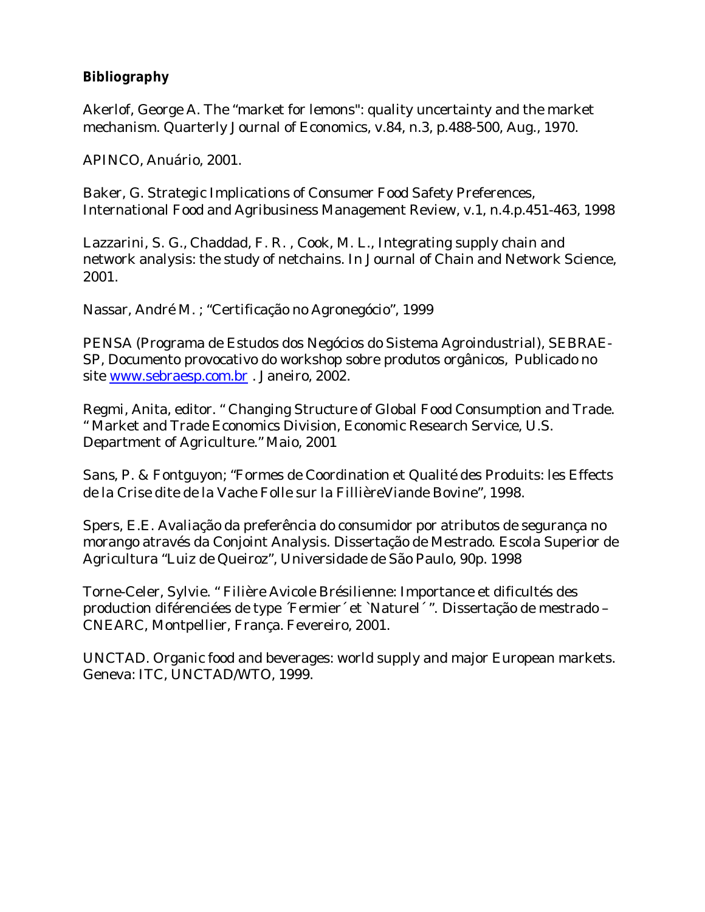**Bibliography**

Akerlof, George A. The "market for lemons": quality uncertainty and the market mechanism. Quarterly Journal of Economics, v.84, n.3, p.488-500, Aug., 1970.

APINCO, Anuário, 2001.

Baker, G. Strategic Implications of Consumer Food Safety Preferences, International Food and Agribusiness Management Review, v.1, n.4.p.451-463, 1998

Lazzarini, S. G., Chaddad, F. R. , Cook, M. L., Integrating supply chain and network analysis: the study of netchains. In Journal of Chain and Network Science, 2001.

Nassar, André M. ; "Certificação no Agronegócio", 1999

PENSA (Programa de Estudos dos Negócios do Sistema Agroindustrial), SEBRAE-SP, Documento provocativo do workshop sobre produtos orgânicos, Publicado no site www.sebraesp.com.br . Janeiro, 2002.

Regmi, Anita, editor. " Changing Structure of Global Food Consumption and Trade. " Market and Trade Economics Division, Economic Research Service, U.S. Department of Agriculture." Maio, 2001

Sans, P. & Fontguyon; "Formes de Coordination et Qualité des Produits: les Effects de la Crise dite de la Vache Folle sur la FillièreViande Bovine", 1998.

Spers, E.E. Avaliação da preferência do consumidor por atributos de segurança no morango através da Conjoint Analysis. Dissertação de Mestrado. Escola Superior de Agricultura "Luiz de Queiroz", Universidade de São Paulo, 90p. 1998

Torne-Celer, Sylvie. " Filière Avicole Brésilienne: Importance et dificultés des production diférenciées de type ´Fermier´ et `Naturel´". Dissertação de mestrado – CNEARC, Montpellier, França. Fevereiro, 2001.

UNCTAD. Organic food and beverages: world supply and major European markets. Geneva: ITC, UNCTAD/WTO, 1999.